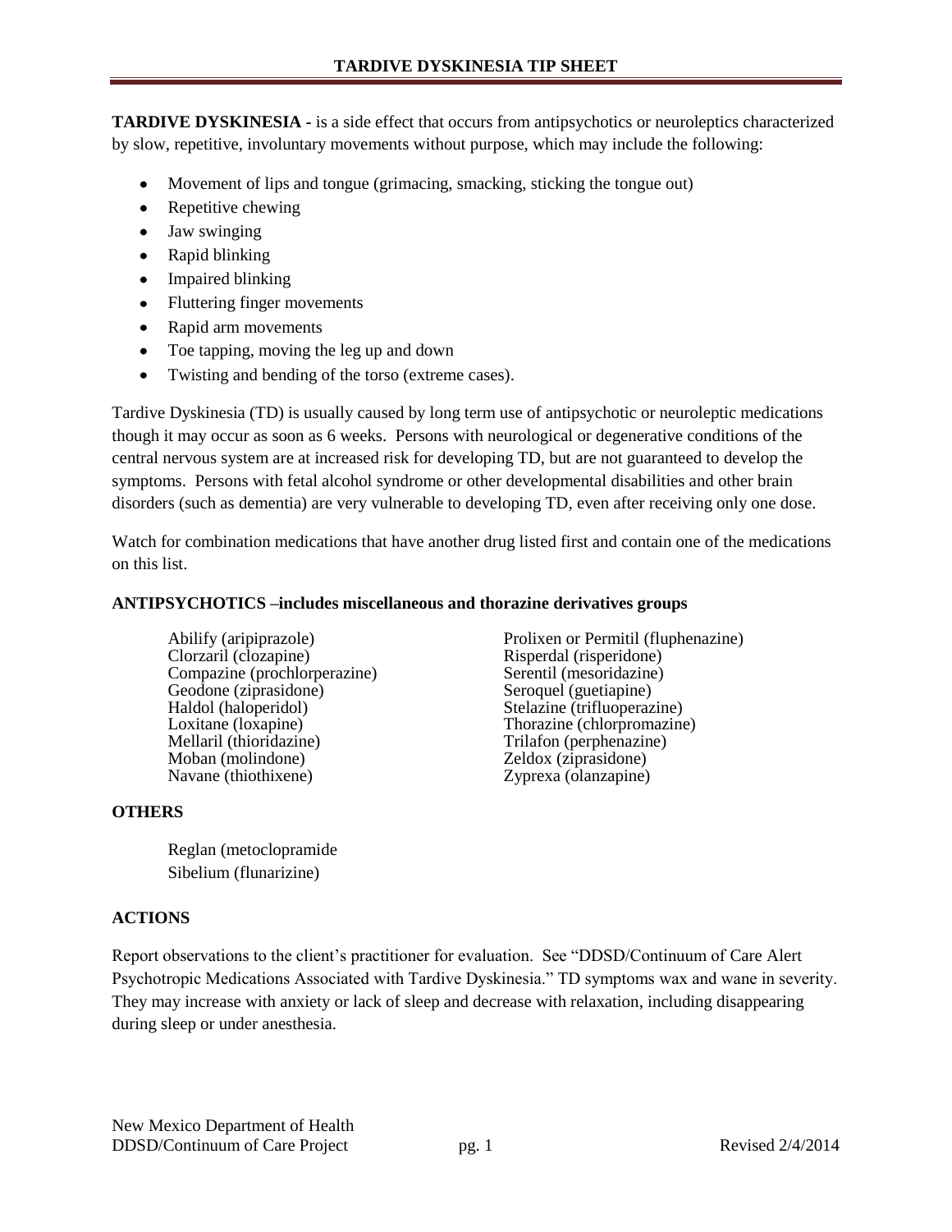# TARDIVE DYSKINESIA TIP SHEET

**TARDIVE DYSKINESIA -** is a side effect that occurs from antipsychotics or neuroleptics characterized by slow, repetitive, involuntary movements without purpose, which may include the following:

- Movement of lips and tongue (grimacing, smacking, sticking the tongue out)
- Repetitive chewing
- Jaw swinging
- Rapid blinking
- Impaired blinking
- Fluttering finger movements
- Rapid arm movements
- Toe tapping, moving the leg up and down
- Twisting and bending of the torso (extreme cases).

Tardive Dyskinesia (TD) is usually caused by long term use of antipsychotic or neuroleptic medications though it may occur as soon as 6 weeks. Persons with neurological or degenerative conditions of the central nervous system are at increased risk for developing TD, but are not guaranteed to develop the symptoms. Persons with fetal alcohol syndrome or other developmental disabilities and other brain disorders (such as dementia) are very vulnerable to developing TD, even after receiving only one dose.

Watch for combination medications that have another drug listed first and contain one of the medications on this list.

**ANTIPSYCHOTICS –includes miscellaneous and thorazine derivatives groups**

Abilify (aripiprazole)
Clorzaril (clozapine)
Compazine (prochlorperazine)
Geodone (ziprasidone)
Haldol (haloperidol)
Loxitane (loxapine)
Mellaril (thioridazine)
Moban (molindone)
Navane (thiothixene)
Prolixen or Permitil (fluphenazine)
Risperdal (risperidone)
Serentil (mesoridazine)
Seroquel (guetiapine)
Stelazine (trifluoperazine)
Thorazine (chlorpromazine)
Trilafon (perphenazine)
Zeldox (ziprasidone)
Zyprexa (olanzapine)

**OTHERS**

Reglan (metoclopramide
Sibelium (flunarizine)

**ACTIONS**

Report observations to the client's practitioner for evaluation. See "DDSD/Continuum of Care Alert Psychotropic Medications Associated with Tardive Dyskinesia." TD symptoms wax and wane in severity. They may increase with anxiety or lack of sleep and decrease with relaxation, including disappearing during sleep or under anesthesia.

New Mexico Department of Health
DDSD/Continuum of Care Project
Revised 2/4/2014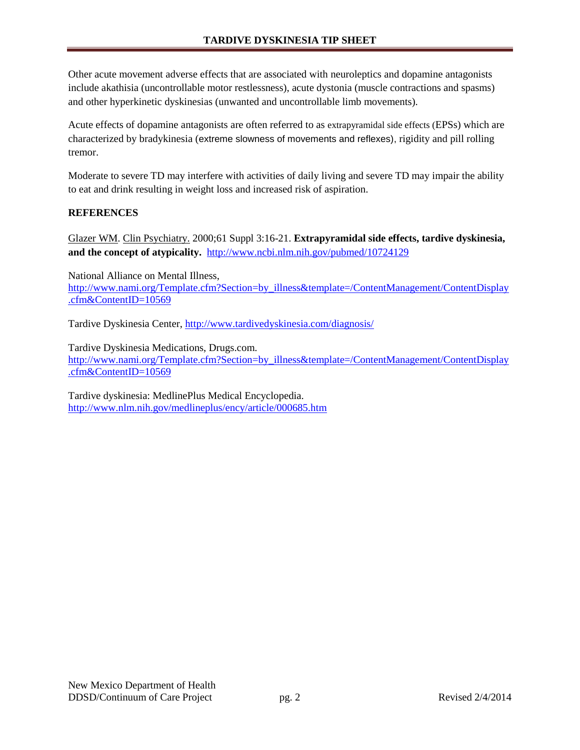Other acute movement adverse effects that are associated with neuroleptics and dopamine antagonists include akathisia (uncontrollable motor restlessness), acute dystonia (muscle contractions and spasms) and other hyperkinetic dyskinesias (unwanted and uncontrollable limb movements).

Acute effects of dopamine antagonists are often referred to as extrapyramidal side effects (EPSs) which are characterized by bradykinesia (extreme slowness of movements and reflexes), rigidity and pill rolling tremor.

Moderate to severe TD may interfere with activities of daily living and severe TD may impair the ability to eat and drink resulting in weight loss and increased risk of aspiration.

**REFERENCES**

Glazer WM. Clin Psychiatry. 2000;61 Suppl 3:16-21. **Extrapyramidal side effects, tardive dyskinesia, and the concept of atypicality.** http://www.ncbi.nlm.nih.gov/pubmed/10724129

National Alliance on Mental Illness, http://www.nami.org/Template.cfm?Section=by_illness&template=/ContentManagement/ContentDisplay.cfm&ContentID=10569

Tardive Dyskinesia Center, http://www.tardivedyskinesia.com/diagnosis/

Tardive Dyskinesia Medications, Drugs.com. http://www.nami.org/Template.cfm?Section=by_illness&template=/ContentManagement/ContentDisplay.cfm&ContentID=10569

Tardive dyskinesia: MedlinePlus Medical Encyclopedia. http://www.nlm.nih.gov/medlineplus/ency/article/000685.htm